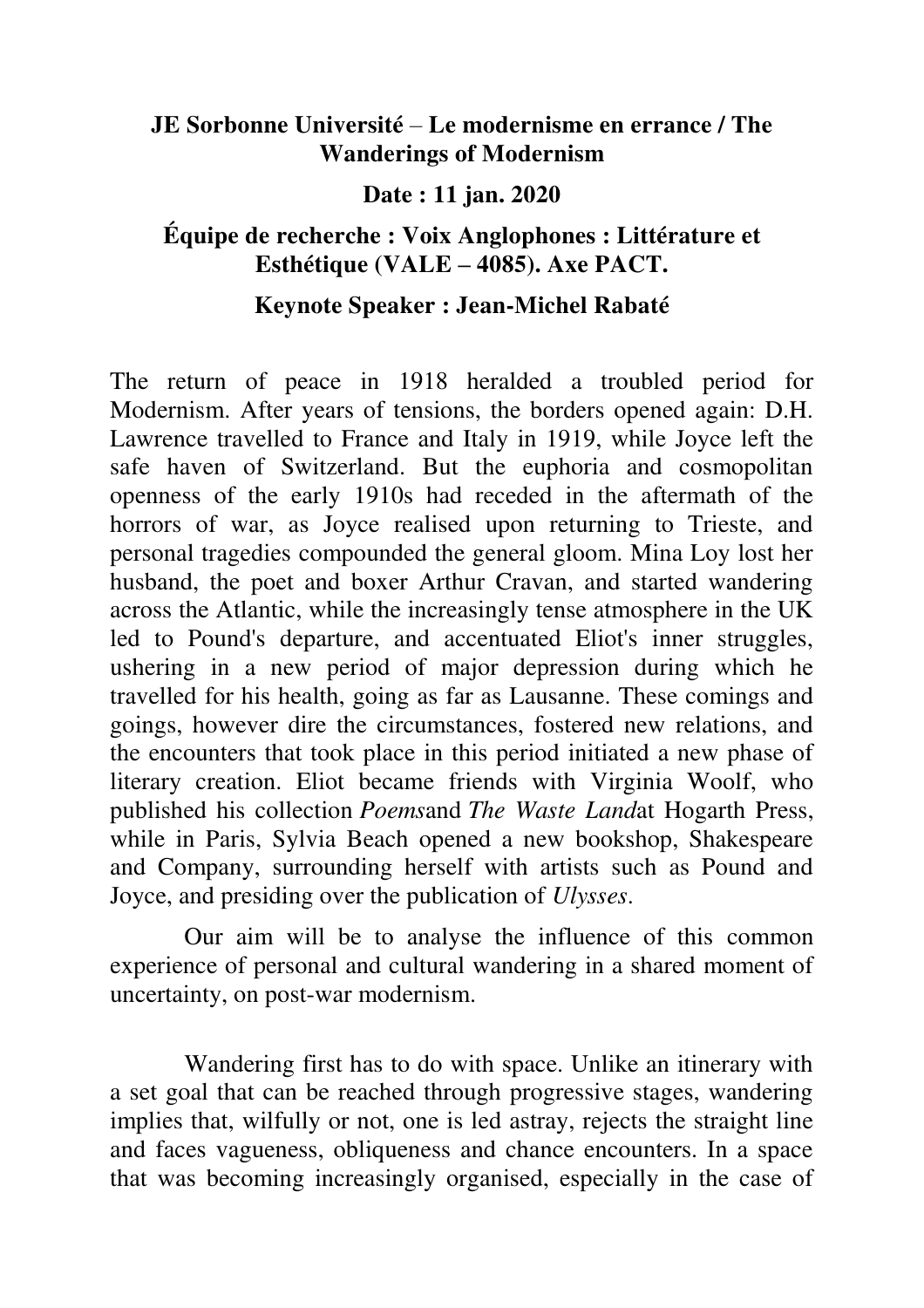**JE Sorbonne Université** – **Le modernisme en errance / The Wanderings of Modernism**

**Date : 11 jan. 2020**

**Équipe de recherche : Voix Anglophones : Littérature et Esthétique (VALE – 4085). Axe PACT.**

**Keynote Speaker : Jean-Michel Rabaté**

The return of peace in 1918 heralded a troubled period for Modernism. After years of tensions, the borders opened again: D.H. Lawrence travelled to France and Italy in 1919, while Joyce left the safe haven of Switzerland. But the euphoria and cosmopolitan openness of the early 1910s had receded in the aftermath of the horrors of war, as Joyce realised upon returning to Trieste, and personal tragedies compounded the general gloom. Mina Loy lost her husband, the poet and boxer Arthur Cravan, and started wandering across the Atlantic, while the increasingly tense atmosphere in the UK led to Pound's departure, and accentuated Eliot's inner struggles, ushering in a new period of major depression during which he travelled for his health, going as far as Lausanne. These comings and goings, however dire the circumstances, fostered new relations, and the encounters that took place in this period initiated a new phase of literary creation. Eliot became friends with Virginia Woolf, who published his collection *Poems*and *The Waste Land*at Hogarth Press, while in Paris, Sylvia Beach opened a new bookshop, Shakespeare and Company, surrounding herself with artists such as Pound and Joyce, and presiding over the publication of *Ulysses*.

Our aim will be to analyse the influence of this common experience of personal and cultural wandering in a shared moment of uncertainty, on post-war modernism.

Wandering first has to do with space. Unlike an itinerary with a set goal that can be reached through progressive stages, wandering implies that, wilfully or not, one is led astray, rejects the straight line and faces vagueness, obliqueness and chance encounters. In a space that was becoming increasingly organised, especially in the case of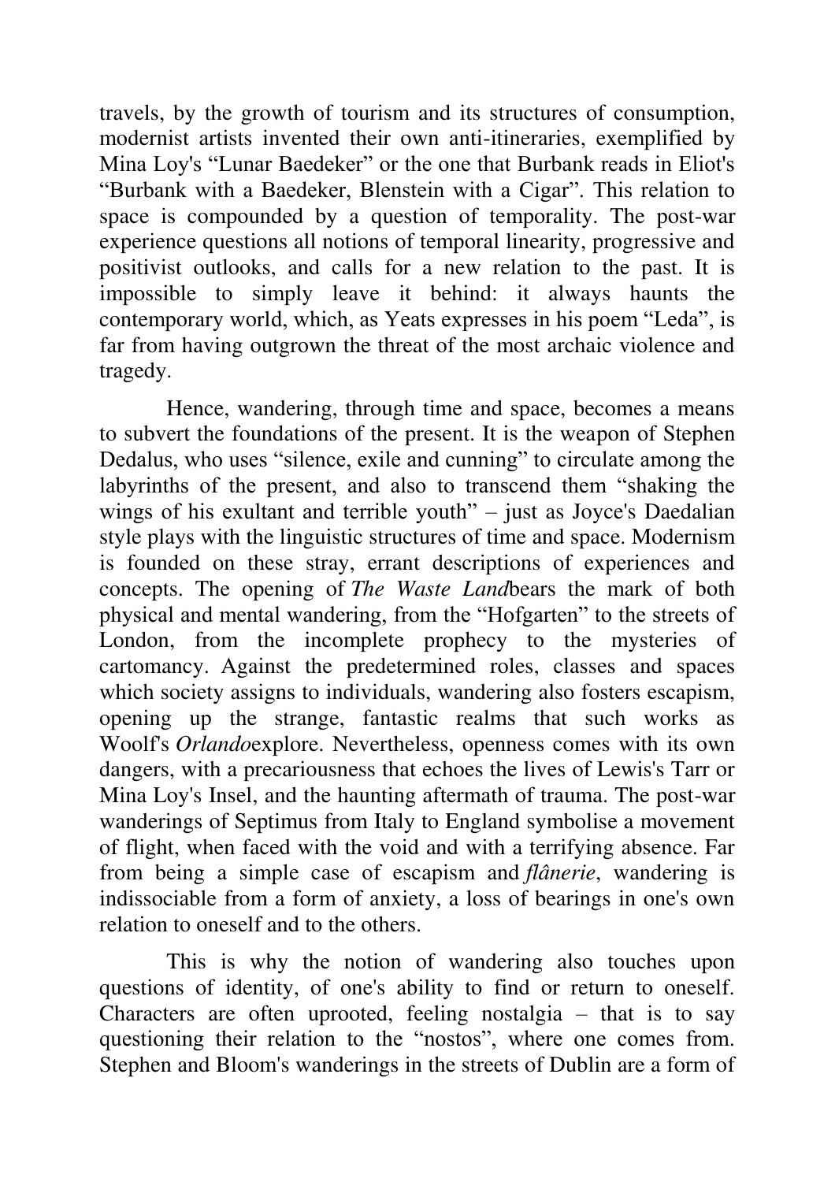travels, by the growth of tourism and its structures of consumption, modernist artists invented their own anti-itineraries, exemplified by Mina Loy's "Lunar Baedeker" or the one that Burbank reads in Eliot's "Burbank with a Baedeker, Blenstein with a Cigar". This relation to space is compounded by a question of temporality. The post-war experience questions all notions of temporal linearity, progressive and positivist outlooks, and calls for a new relation to the past. It is impossible to simply leave it behind: it always haunts the contemporary world, which, as Yeats expresses in his poem "Leda", is far from having outgrown the threat of the most archaic violence and tragedy.

Hence, wandering, through time and space, becomes a means to subvert the foundations of the present. It is the weapon of Stephen Dedalus, who uses "silence, exile and cunning" to circulate among the labyrinths of the present, and also to transcend them "shaking the wings of his exultant and terrible youth" – just as Joyce's Daedalian style plays with the linguistic structures of time and space. Modernism is founded on these stray, errant descriptions of experiences and concepts. The opening of *The Waste Land*bears the mark of both physical and mental wandering, from the "Hofgarten" to the streets of London, from the incomplete prophecy to the mysteries of cartomancy. Against the predetermined roles, classes and spaces which society assigns to individuals, wandering also fosters escapism, opening up the strange, fantastic realms that such works as Woolf's *Orlando*explore. Nevertheless, openness comes with its own dangers, with a precariousness that echoes the lives of Lewis's Tarr or Mina Loy's Insel, and the haunting aftermath of trauma. The post-war wanderings of Septimus from Italy to England symbolise a movement of flight, when faced with the void and with a terrifying absence. Far from being a simple case of escapism and *flânerie*, wandering is indissociable from a form of anxiety, a loss of bearings in one's own relation to oneself and to the others.

This is why the notion of wandering also touches upon questions of identity, of one's ability to find or return to oneself. Characters are often uprooted, feeling nostalgia – that is to say questioning their relation to the "nostos", where one comes from. Stephen and Bloom's wanderings in the streets of Dublin are a form of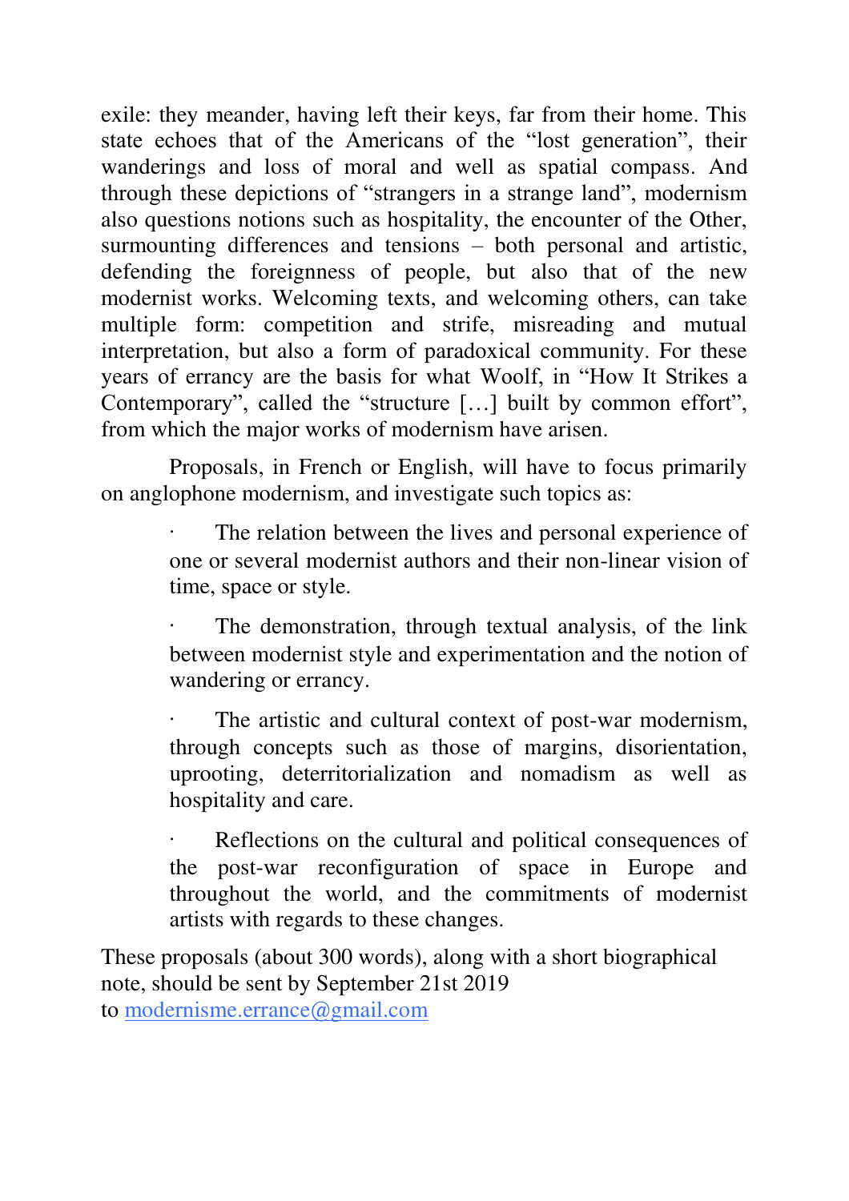exile: they meander, having left their keys, far from their home. This state echoes that of the Americans of the "lost generation", their wanderings and loss of moral and well as spatial compass. And through these depictions of "strangers in a strange land", modernism also questions notions such as hospitality, the encounter of the Other, surmounting differences and tensions – both personal and artistic, defending the foreignness of people, but also that of the new modernist works. Welcoming texts, and welcoming others, can take multiple form: competition and strife, misreading and mutual interpretation, but also a form of paradoxical community. For these years of errancy are the basis for what Woolf, in "How It Strikes a Contemporary", called the "structure […] built by common effort", from which the major works of modernism have arisen.

Proposals, in French or English, will have to focus primarily on anglophone modernism, and investigate such topics as:

- The relation between the lives and personal experience of one or several modernist authors and their non-linear vision of time, space or style.
- The demonstration, through textual analysis, of the link between modernist style and experimentation and the notion of wandering or errancy.
- The artistic and cultural context of post-war modernism, through concepts such as those of margins, disorientation, uprooting, deterritorialization and nomadism as well as hospitality and care.
- Reflections on the cultural and political consequences of the post-war reconfiguration of space in Europe and throughout the world, and the commitments of modernist artists with regards to these changes.

These proposals (about 300 words), along with a short biographical note, should be sent by September 21st 2019 to modernisme.errance@gmail.com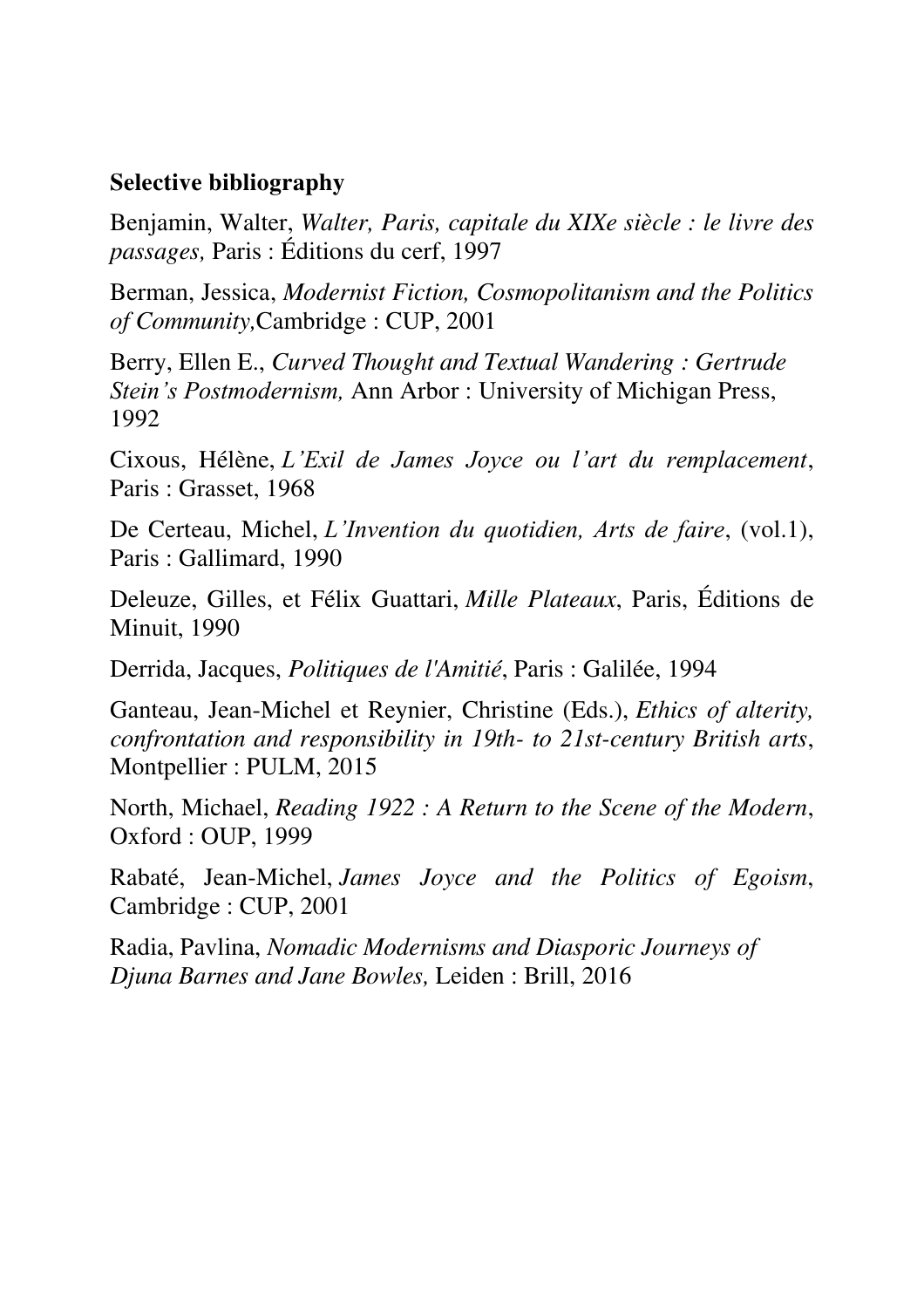**Selective bibliography**

Benjamin, Walter, *Walter, Paris, capitale du XIXe siècle : le livre des passages,* Paris : Éditions du cerf, 1997

Berman, Jessica, *Modernist Fiction, Cosmopolitanism and the Politics of Community,*Cambridge : CUP, 2001

Berry, Ellen E., *Curved Thought and Textual Wandering : Gertrude Stein's Postmodernism,* Ann Arbor : University of Michigan Press, 1992

Cixous, Hélène, *L'Exil de James Joyce ou l'art du remplacement*, Paris : Grasset, 1968

De Certeau, Michel, *L'Invention du quotidien, Arts de faire*, (vol.1), Paris : Gallimard, 1990

Deleuze, Gilles, et Félix Guattari, *Mille Plateaux*, Paris, Éditions de Minuit, 1990

Derrida, Jacques, *Politiques de l'Amitié*, Paris : Galilée, 1994

Ganteau, Jean-Michel et Reynier, Christine (Eds.), *Ethics of alterity, confrontation and responsibility in 19th- to 21st-century British arts*, Montpellier : PULM, 2015

North, Michael, *Reading 1922 : A Return to the Scene of the Modern*, Oxford : OUP, 1999

Rabaté, Jean-Michel, *James Joyce and the Politics of Egoism*, Cambridge : CUP, 2001

Radia, Pavlina, *Nomadic Modernisms and Diasporic Journeys of Djuna Barnes and Jane Bowles,* Leiden : Brill, 2016